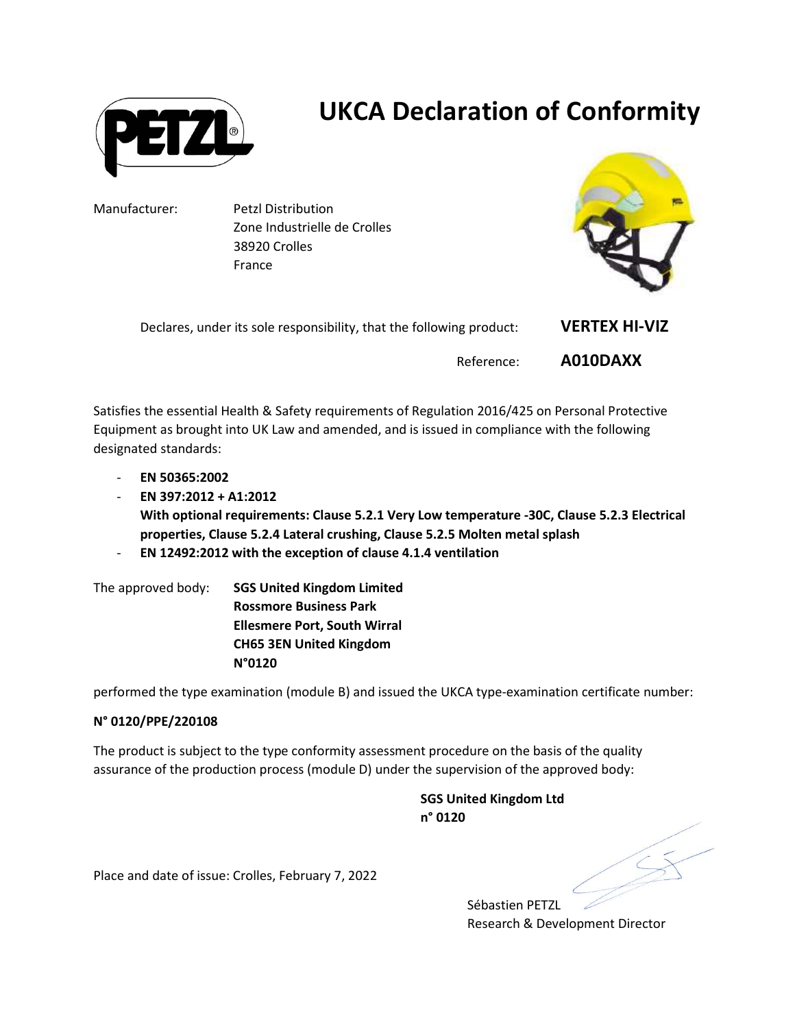# UKCA Declaration of Conformity

Manufacturer: Petzl Distribution
Zone Industrielle de Crolles
38920 Crolles
France

Declares, under its sole responsibility, that the following product: **VERTEX HI-VIZ**

Reference: **A010DAXX**

Satisfies the essential Health & Safety requirements of Regulation 2016/425 on Personal Protective Equipment as brought into UK Law and amended, and is issued in compliance with the following designated standards:

- **EN 50365:2002**
- **EN 397:2012 + A1:2012**
  **With optional requirements: Clause 5.2.1 Very Low temperature -30C, Clause 5.2.3 Electrical properties, Clause 5.2.4 Lateral crushing, Clause 5.2.5 Molten metal splash**
- **EN 12492:2012 with the exception of clause 4.1.4 ventilation**

The approved body: **SGS United Kingdom Limited**
**Rossmore Business Park**
**Ellesmere Port, South Wirral**
**CH65 3EN United Kingdom**
**N°0120**

performed the type examination (module B) and issued the UKCA type-examination certificate number:

**N° 0120/PPE/220108**

The product is subject to the type conformity assessment procedure on the basis of the quality assurance of the production process (module D) under the supervision of the approved body:

**SGS United Kingdom Ltd**
**n° 0120**

Place and date of issue: Crolles, February 7, 2022

Sébastien PETZL
Research & Development Director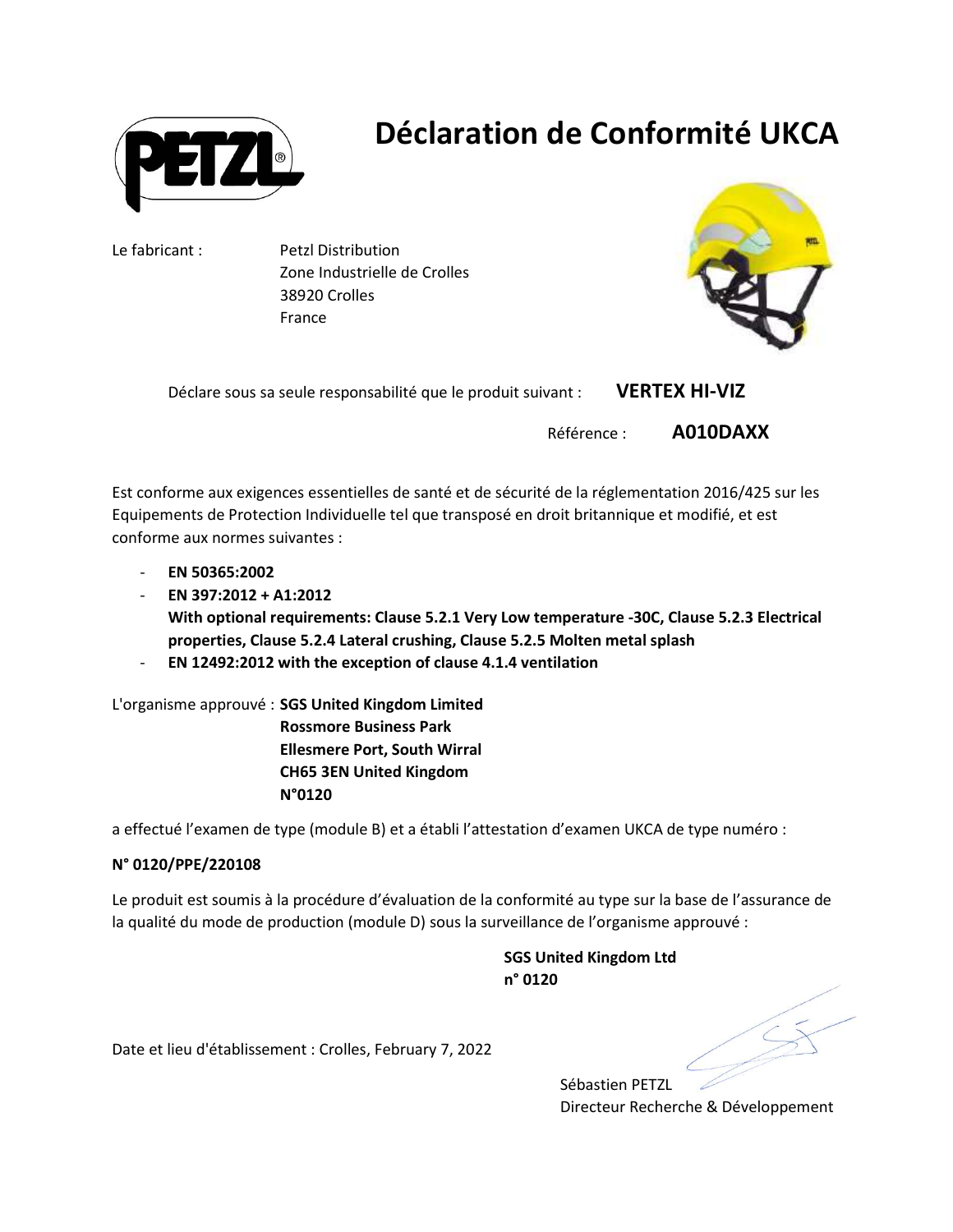# Déclaration de Conformité UKCA

Le fabricant : Petzl Distribution
Zone Industrielle de Crolles
38920 Crolles
France

Déclare sous sa seule responsabilité que le produit suivant : **VERTEX HI-VIZ**

Référence : **A010DAXX**

Est conforme aux exigences essentielles de santé et de sécurité de la réglementation 2016/425 sur les Equipements de Protection Individuelle tel que transposé en droit britannique et modifié, et est conforme aux normes suivantes :

- **EN 50365:2002**
- **EN 397:2012 + A1:2012**
  **With optional requirements: Clause 5.2.1 Very Low temperature -30C, Clause 5.2.3 Electrical properties, Clause 5.2.4 Lateral crushing, Clause 5.2.5 Molten metal splash**
- **EN 12492:2012 with the exception of clause 4.1.4 ventilation**

L'organisme approuvé : **SGS United Kingdom Limited**
**Rossmore Business Park**
**Ellesmere Port, South Wirral**
**CH65 3EN United Kingdom**
**N°0120**

a effectué l'examen de type (module B) et a établi l'attestation d'examen UKCA de type numéro :

**N° 0120/PPE/220108**

Le produit est soumis à la procédure d'évaluation de la conformité au type sur la base de l'assurance de la qualité du mode de production (module D) sous la surveillance de l'organisme approuvé :

**SGS United Kingdom Ltd**
**n° 0120**

Date et lieu d'établissement : Crolles, February 7, 2022

Sébastien PETZL
Directeur Recherche & Développement